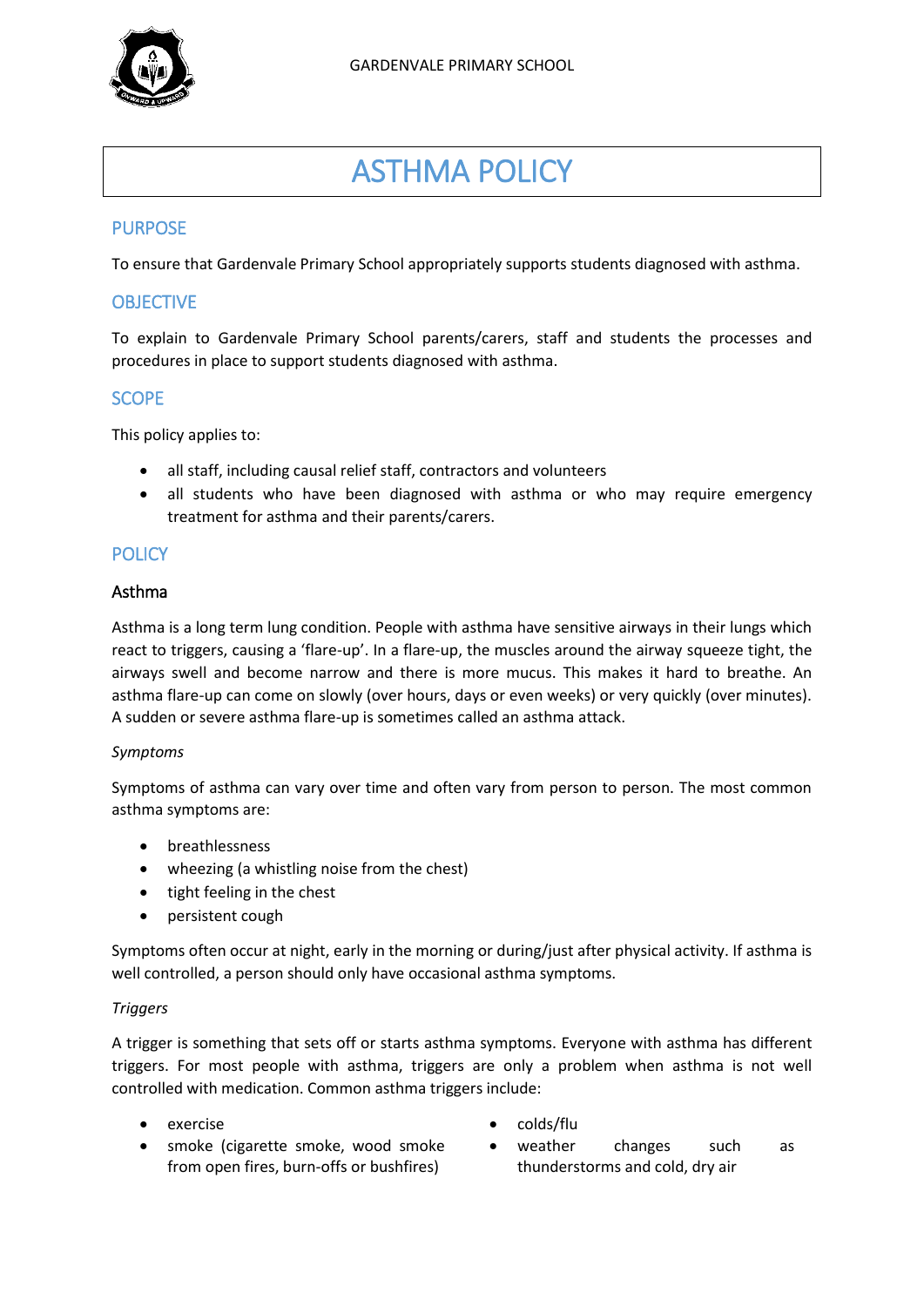GARDENVALE PRIMARY SCHOOL

# ASTHMA POLICY

## PURPOSE

To ensure that Gardenvale Primary School appropriately supports students diagnosed with asthma.

## OBJECTIVE

To explain to Gardenvale Primary School parents/carers, staff and students the processes and procedures in place to support students diagnosed with asthma.

## SCOPE

This policy applies to:

- all staff, including causal relief staff, contractors and volunteers
- all students who have been diagnosed with asthma or who may require emergency treatment for asthma and their parents/carers.

## POLICY

### Asthma

Asthma is a long term lung condition. People with asthma have sensitive airways in their lungs which react to triggers, causing a 'flare-up'. In a flare-up, the muscles around the airway squeeze tight, the airways swell and become narrow and there is more mucus. This makes it hard to breathe. An asthma flare-up can come on slowly (over hours, days or even weeks) or very quickly (over minutes). A sudden or severe asthma flare-up is sometimes called an asthma attack.

*Symptoms*

Symptoms of asthma can vary over time and often vary from person to person. The most common asthma symptoms are:

- breathlessness
- wheezing (a whistling noise from the chest)
- tight feeling in the chest
- persistent cough

Symptoms often occur at night, early in the morning or during/just after physical activity. If asthma is well controlled, a person should only have occasional asthma symptoms.

*Triggers*

A trigger is something that sets off or starts asthma symptoms. Everyone with asthma has different triggers. For most people with asthma, triggers are only a problem when asthma is not well controlled with medication. Common asthma triggers include:

- exercise
- smoke (cigarette smoke, wood smoke from open fires, burn-offs or bushfires)
- colds/flu
- weather changes such as thunderstorms and cold, dry air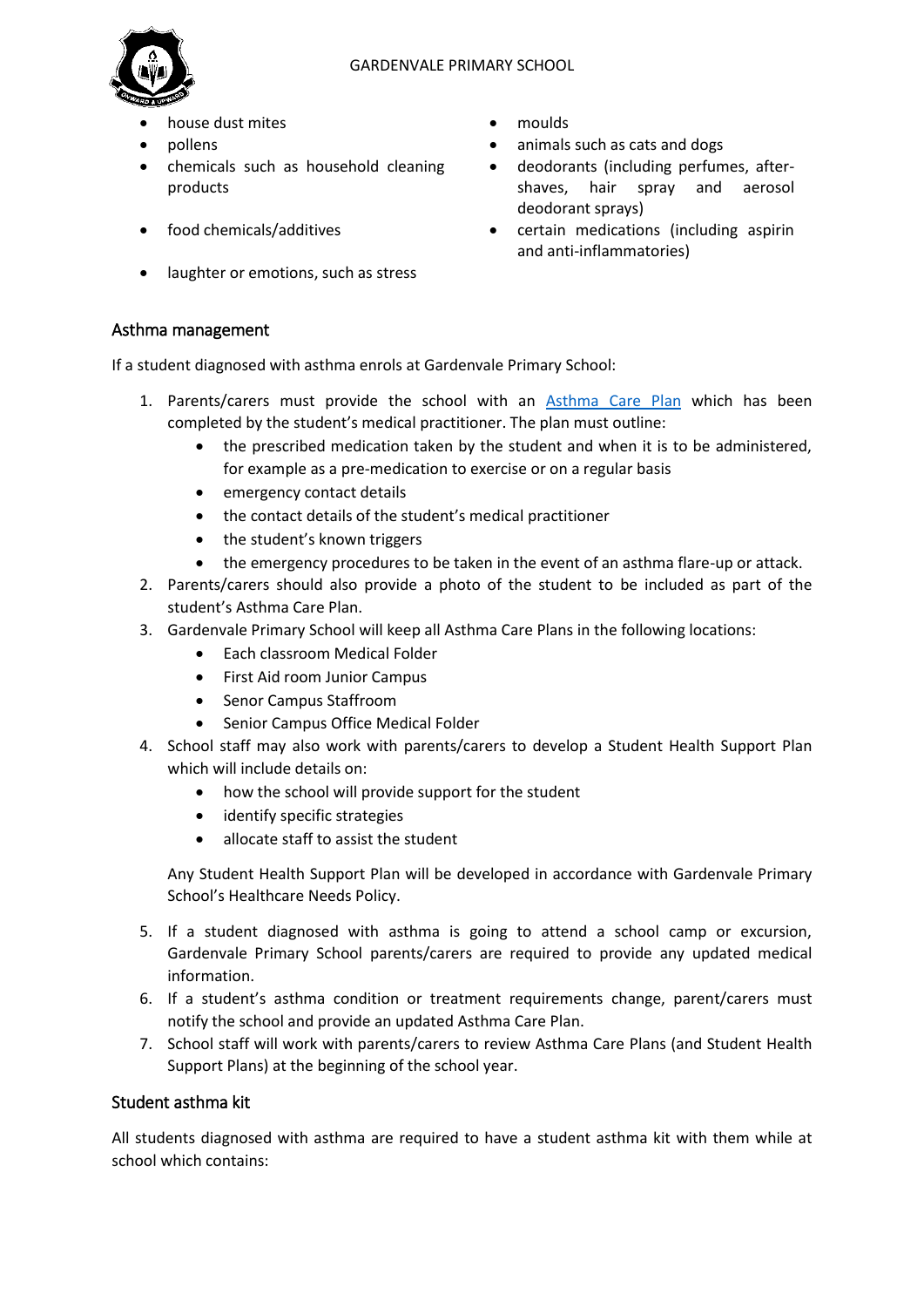- house dust mites
- pollens
- chemicals such as household cleaning products
- food chemicals/additives
- laughter or emotions, such as stress
- moulds
- animals such as cats and dogs
- deodorants (including perfumes, after-shaves, hair spray and aerosol deodorant sprays)
- certain medications (including aspirin and anti-inflammatories)

## Asthma management

If a student diagnosed with asthma enrols at Gardenvale Primary School:

1. Parents/carers must provide the school with an [Asthma Care Plan](Asthma Care Plan) which has been completed by the student's medical practitioner. The plan must outline:
    - the prescribed medication taken by the student and when it is to be administered, for example as a pre-medication to exercise or on a regular basis
    - emergency contact details
    - the contact details of the student's medical practitioner
    - the student's known triggers
    - the emergency procedures to be taken in the event of an asthma flare-up or attack.
2. Parents/carers should also provide a photo of the student to be included as part of the student's Asthma Care Plan.
3. Gardenvale Primary School will keep all Asthma Care Plans in the following locations:
    - Each classroom Medical Folder
    - First Aid room Junior Campus
    - Senor Campus Staffroom
    - Senior Campus Office Medical Folder
4. School staff may also work with parents/carers to develop a Student Health Support Plan which will include details on:
    - how the school will provide support for the student
    - identify specific strategies
    - allocate staff to assist the student

    Any Student Health Support Plan will be developed in accordance with Gardenvale Primary School's Healthcare Needs Policy.
5. If a student diagnosed with asthma is going to attend a school camp or excursion, Gardenvale Primary School parents/carers are required to provide any updated medical information.
6. If a student's asthma condition or treatment requirements change, parent/carers must notify the school and provide an updated Asthma Care Plan.
7. School staff will work with parents/carers to review Asthma Care Plans (and Student Health Support Plans) at the beginning of the school year.

## Student asthma kit

All students diagnosed with asthma are required to have a student asthma kit with them while at school which contains: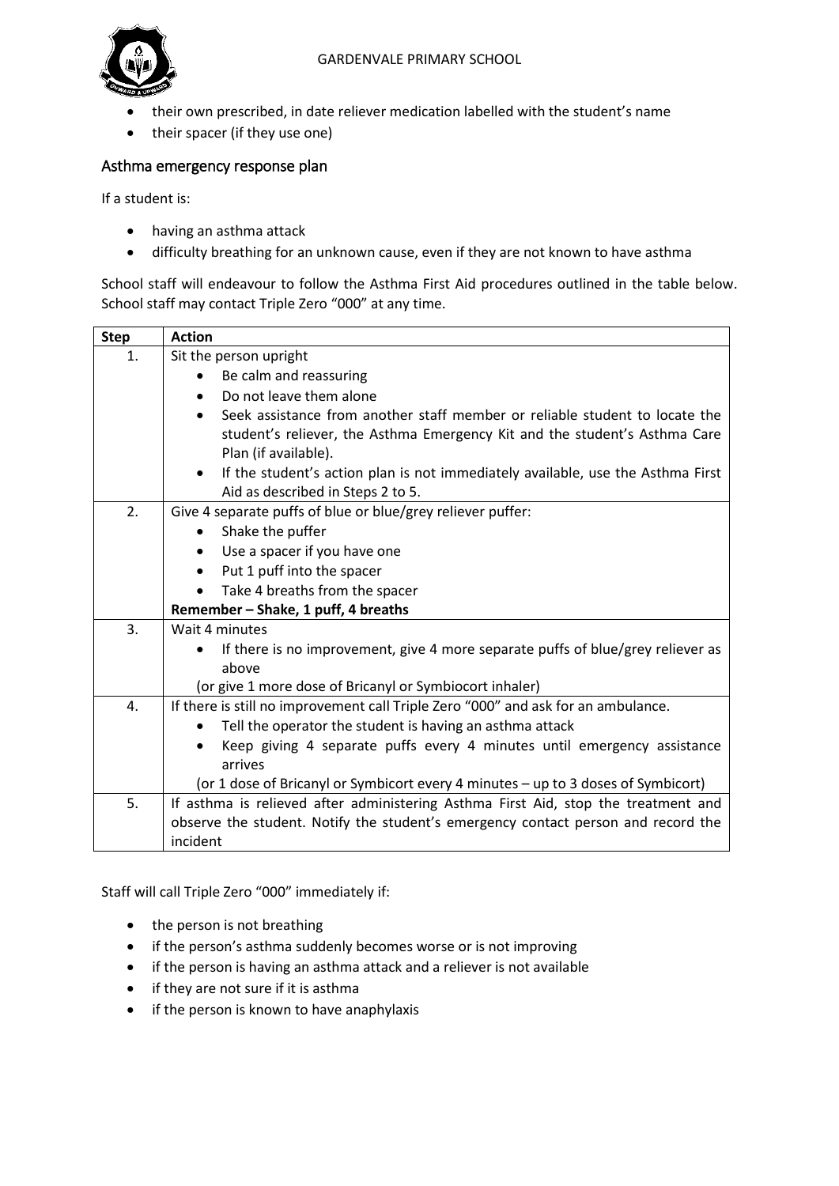- their own prescribed, in date reliever medication labelled with the student's name
- their spacer (if they use one)

## Asthma emergency response plan

If a student is:

- having an asthma attack
- difficulty breathing for an unknown cause, even if they are not known to have asthma

School staff will endeavour to follow the Asthma First Aid procedures outlined in the table below. School staff may contact Triple Zero "000" at any time.

| Step | Action |
|---|---|
| 1. | Sit the person upright<br>• Be calm and reassuring<br>• Do not leave them alone<br>• Seek assistance from another staff member or reliable student to locate the student's reliever, the Asthma Emergency Kit and the student's Asthma Care Plan (if available).<br>• If the student's action plan is not immediately available, use the Asthma First Aid as described in Steps 2 to 5. |
| 2. | Give 4 separate puffs of blue or blue/grey reliever puffer:<br>• Shake the puffer<br>• Use a spacer if you have one<br>• Put 1 puff into the spacer<br>• Take 4 breaths from the spacer<br>**Remember – Shake, 1 puff, 4 breaths** |
| 3. | Wait 4 minutes<br>• If there is no improvement, give 4 more separate puffs of blue/grey reliever as above<br>(or give 1 more dose of Bricanyl or Symbiocort inhaler) |
| 4. | If there is still no improvement call Triple Zero "000" and ask for an ambulance.<br>• Tell the operator the student is having an asthma attack<br>• Keep giving 4 separate puffs every 4 minutes until emergency assistance arrives<br>(or 1 dose of Bricanyl or Symbicort every 4 minutes – up to 3 doses of Symbicort) |
| 5. | If asthma is relieved after administering Asthma First Aid, stop the treatment and observe the student. Notify the student's emergency contact person and record the incident |

Staff will call Triple Zero "000" immediately if:

- the person is not breathing
- if the person's asthma suddenly becomes worse or is not improving
- if the person is having an asthma attack and a reliever is not available
- if they are not sure if it is asthma
- if the person is known to have anaphylaxis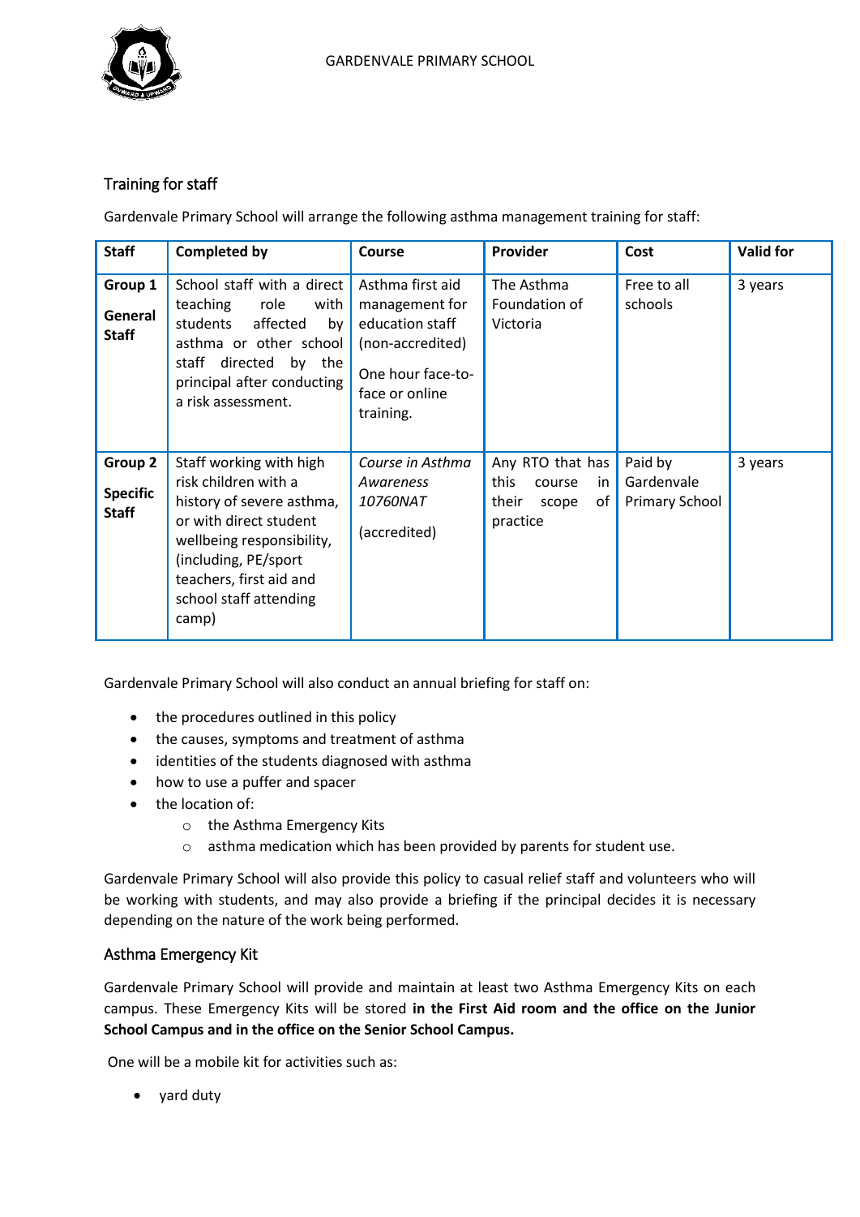## Training for staff

Gardenvale Primary School will arrange the following asthma management training for staff:

| Staff | Completed by | Course | Provider | Cost | Valid for |
|---|---|---|---|---|---|
| **Group 1** **General Staff** | School staff with a direct teaching role with students affected by asthma or other school staff directed by the principal after conducting a risk assessment. | Asthma first aid management for education staff (non-accredited) One hour face-to-face or online training. | The Asthma Foundation of Victoria | Free to all schools | 3 years |
| **Group 2** **Specific Staff** | Staff working with high risk children with a history of severe asthma, or with direct student wellbeing responsibility, (including, PE/sport teachers, first aid and school staff attending camp) | *Course in Asthma Awareness 10760NAT* (accredited) | Any RTO that has this course in their scope of practice | Paid by Gardenvale Primary School | 3 years |

Gardenvale Primary School will also conduct an annual briefing for staff on:

- the procedures outlined in this policy
- the causes, symptoms and treatment of asthma
- identities of the students diagnosed with asthma
- how to use a puffer and spacer
- the location of:
    - the Asthma Emergency Kits
    - asthma medication which has been provided by parents for student use.

Gardenvale Primary School will also provide this policy to casual relief staff and volunteers who will be working with students, and may also provide a briefing if the principal decides it is necessary depending on the nature of the work being performed.

## Asthma Emergency Kit

Gardenvale Primary School will provide and maintain at least two Asthma Emergency Kits on each campus. These Emergency Kits will be stored **in the First Aid room and the office on the Junior School Campus and in the office on the Senior School Campus.**

One will be a mobile kit for activities such as:

- yard duty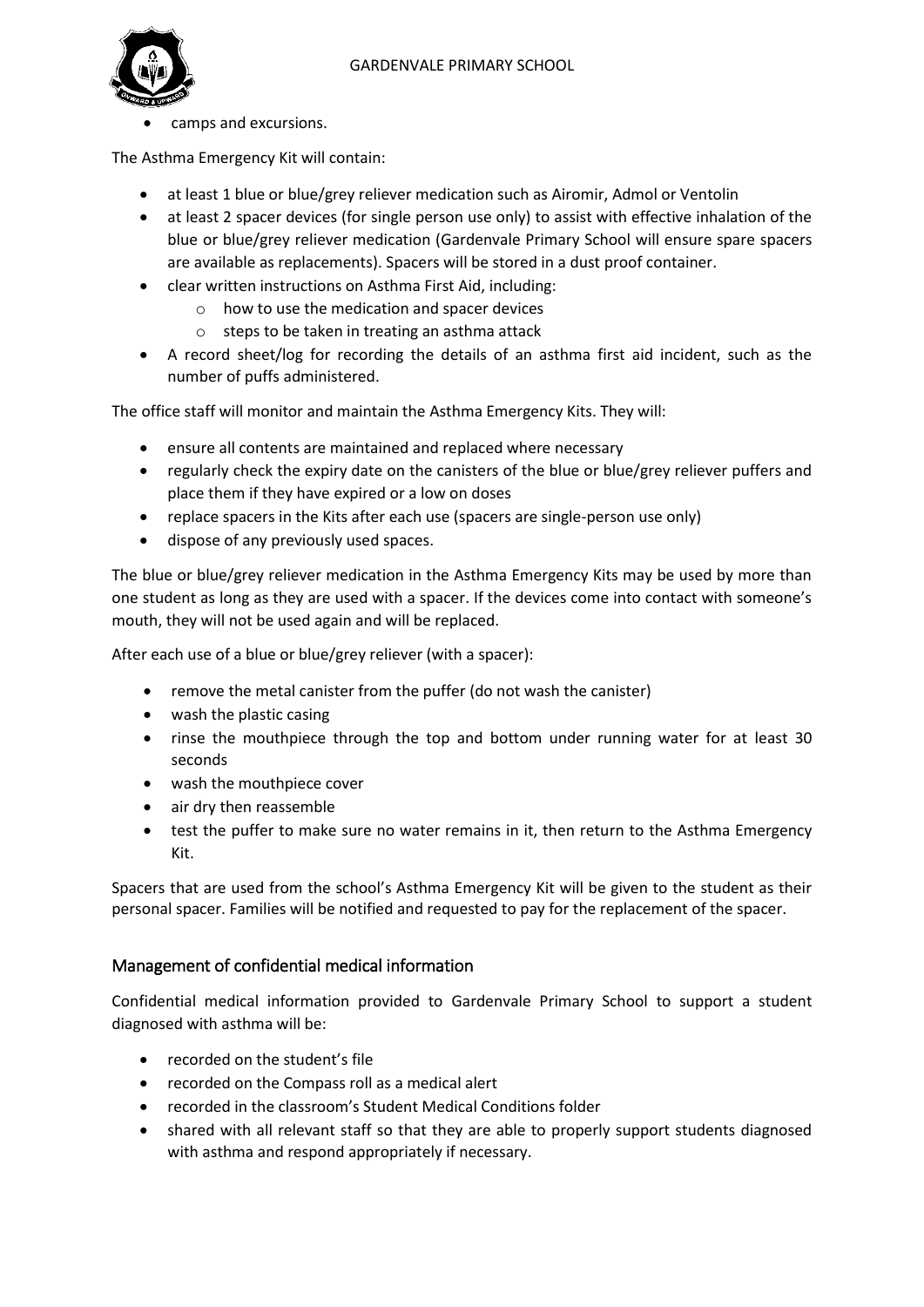- camps and excursions.

The Asthma Emergency Kit will contain:

- at least 1 blue or blue/grey reliever medication such as Airomir, Admol or Ventolin
- at least 2 spacer devices (for single person use only) to assist with effective inhalation of the blue or blue/grey reliever medication (Gardenvale Primary School will ensure spare spacers are available as replacements). Spacers will be stored in a dust proof container.
- clear written instructions on Asthma First Aid, including:
  - how to use the medication and spacer devices
  - steps to be taken in treating an asthma attack
- A record sheet/log for recording the details of an asthma first aid incident, such as the number of puffs administered.

The office staff will monitor and maintain the Asthma Emergency Kits. They will:

- ensure all contents are maintained and replaced where necessary
- regularly check the expiry date on the canisters of the blue or blue/grey reliever puffers and place them if they have expired or a low on doses
- replace spacers in the Kits after each use (spacers are single-person use only)
- dispose of any previously used spaces.

The blue or blue/grey reliever medication in the Asthma Emergency Kits may be used by more than one student as long as they are used with a spacer. If the devices come into contact with someone's mouth, they will not be used again and will be replaced.

After each use of a blue or blue/grey reliever (with a spacer):

- remove the metal canister from the puffer (do not wash the canister)
- wash the plastic casing
- rinse the mouthpiece through the top and bottom under running water for at least 30 seconds
- wash the mouthpiece cover
- air dry then reassemble
- test the puffer to make sure no water remains in it, then return to the Asthma Emergency Kit.

Spacers that are used from the school's Asthma Emergency Kit will be given to the student as their personal spacer. Families will be notified and requested to pay for the replacement of the spacer.

## Management of confidential medical information

Confidential medical information provided to Gardenvale Primary School to support a student diagnosed with asthma will be:

- recorded on the student's file
- recorded on the Compass roll as a medical alert
- recorded in the classroom's Student Medical Conditions folder
- shared with all relevant staff so that they are able to properly support students diagnosed with asthma and respond appropriately if necessary.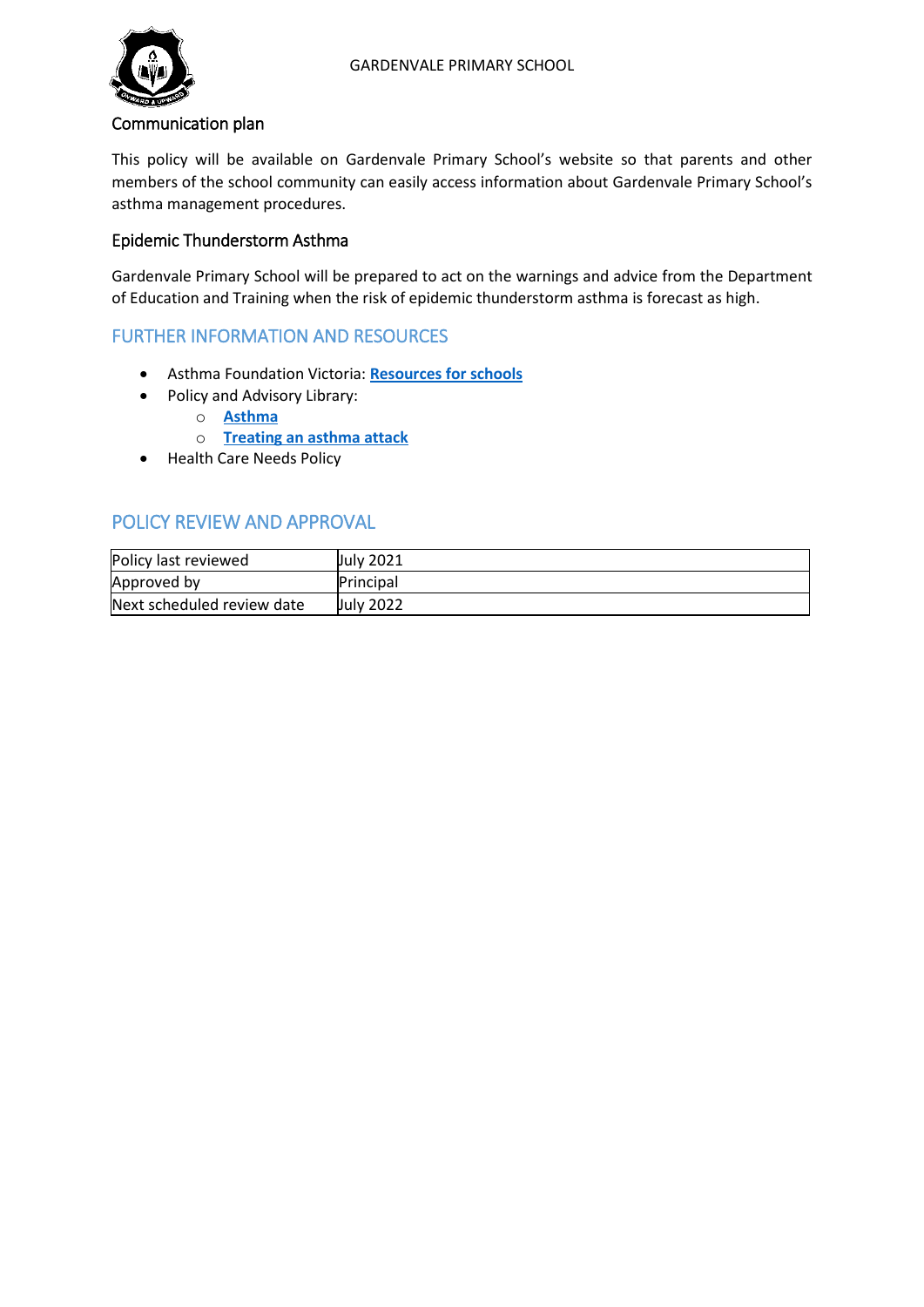### Communication plan

This policy will be available on Gardenvale Primary School's website so that parents and other members of the school community can easily access information about Gardenvale Primary School's asthma management procedures.

### Epidemic Thunderstorm Asthma

Gardenvale Primary School will be prepared to act on the warnings and advice from the Department of Education and Training when the risk of epidemic thunderstorm asthma is forecast as high.

## FURTHER INFORMATION AND RESOURCES

- Asthma Foundation Victoria: **Resources for schools**
- Policy and Advisory Library:
  - **Asthma**
  - **Treating an asthma attack**
- Health Care Needs Policy

## POLICY REVIEW AND APPROVAL

| | |
|---|---|
| Policy last reviewed | July 2021 |
| Approved by | Principal |
| Next scheduled review date | July 2022 |